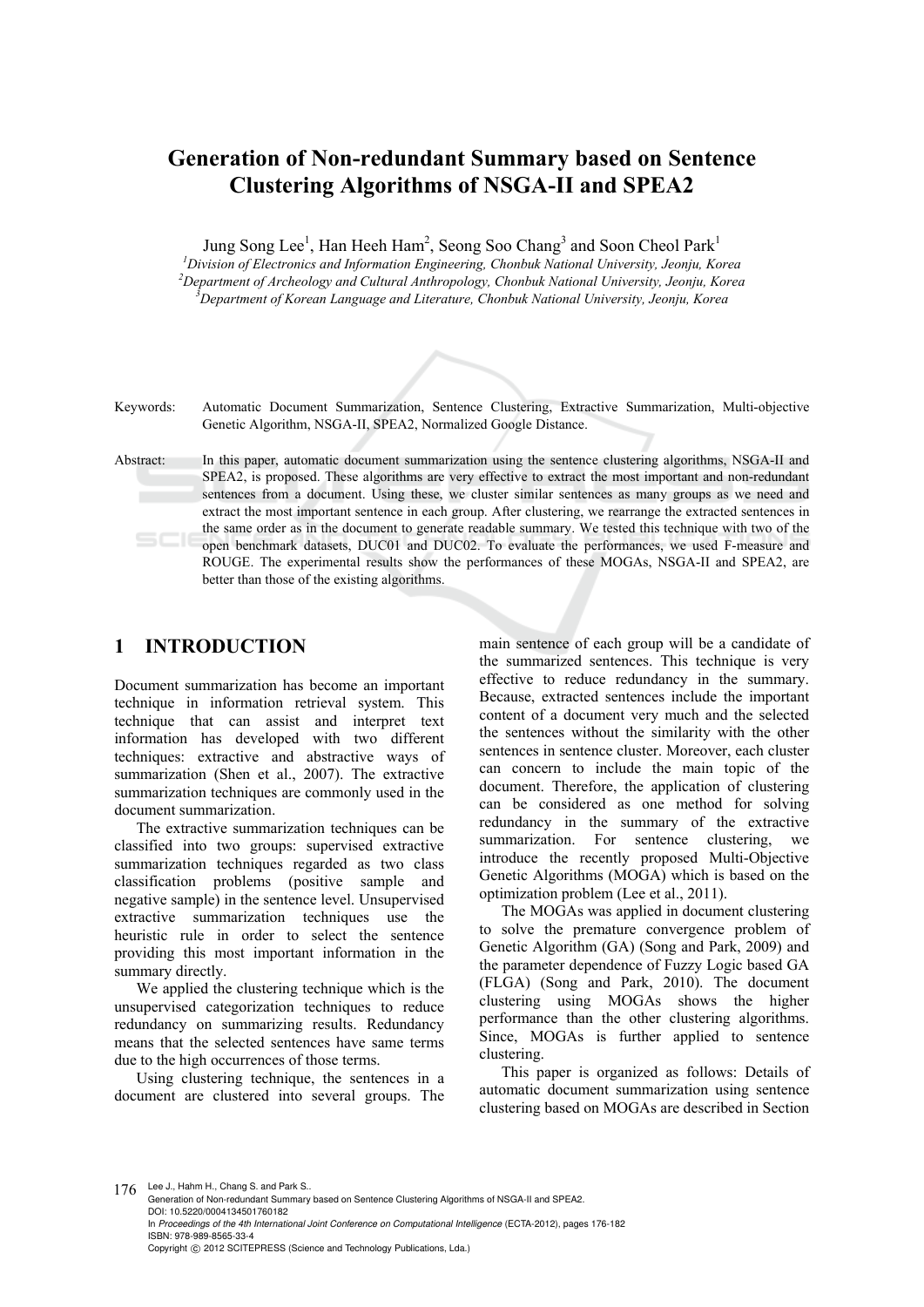# Generation of Non-redundant Summary based on Sentence Clustering Algorithms of NSGA-II and SPEA2

Jung Song Lee[1], Han Heeh Ham[2], Seong Soo Chang[3] and Soon Cheol Park[1]

[1]*Division of Electronics and Information Engineering, Chonbuk National University, Jeonju, Korea*
[2]*Department of Archeology and Cultural Anthropology, Chonbuk National University, Jeonju, Korea*
[3]*Department of Korean Language and Literature, Chonbuk National University, Jeonju, Korea*

Keywords: Automatic Document Summarization, Sentence Clustering, Extractive Summarization, Multi-objective Genetic Algorithm, NSGA-II, SPEA2, Normalized Google Distance.

Abstract: In this paper, automatic document summarization using the sentence clustering algorithms, NSGA-II and SPEA2, is proposed. These algorithms are very effective to extract the most important and non-redundant sentences from a document. Using these, we cluster similar sentences as many groups as we need and extract the most important sentence in each group. After clustering, we rearrange the extracted sentences in the same order as in the document to generate readable summary. We tested this technique with two of the open benchmark datasets, DUC01 and DUC02. To evaluate the performances, we used F-measure and ROUGE. The experimental results show the performances of these MOGAs, NSGA-II and SPEA2, are better than those of the existing algorithms.

## 1 INTRODUCTION

Document summarization has become an important technique in information retrieval system. This technique that can assist and interpret text information has developed with two different techniques: extractive and abstractive ways of summarization (Shen et al., 2007). The extractive summarization techniques are commonly used in the document summarization.

The extractive summarization techniques can be classified into two groups: supervised extractive summarization techniques regarded as two class classification problems (positive sample and negative sample) in the sentence level. Unsupervised extractive summarization techniques use the heuristic rule in order to select the sentence providing this most important information in the summary directly.

We applied the clustering technique which is the unsupervised categorization techniques to reduce redundancy on summarizing results. Redundancy means that the selected sentences have same terms due to the high occurrences of those terms.

Using clustering technique, the sentences in a document are clustered into several groups. The main sentence of each group will be a candidate of the summarized sentences. This technique is very effective to reduce redundancy in the summary. Because, extracted sentences include the important content of a document very much and the selected the sentences without the similarity with the other sentences in sentence cluster. Moreover, each cluster can concern to include the main topic of the document. Therefore, the application of clustering can be considered as one method for solving redundancy in the summary of the extractive summarization. For sentence clustering, we introduce the recently proposed Multi-Objective Genetic Algorithms (MOGA) which is based on the optimization problem (Lee et al., 2011).

The MOGAs was applied in document clustering to solve the premature convergence problem of Genetic Algorithm (GA) (Song and Park, 2009) and the parameter dependence of Fuzzy Logic based GA (FLGA) (Song and Park, 2010). The document clustering using MOGAs shows the higher performance than the other clustering algorithms. Since, MOGAs is further applied to sentence clustering.

This paper is organized as follows: Details of automatic document summarization using sentence clustering based on MOGAs are described in Section

Lee J., Hahm H., Chang S. and Park S..
Generation of Non-redundant Summary based on Sentence Clustering Algorithms of NSGA-II and SPEA2.
DOI: 10.5220/0004134501760182
In *Proceedings of the 4th International Joint Conference on Computational Intelligence* (ECTA-2012), pages 176-182
ISBN: 978-989-8565-33-4
Copyright © 2012 SCITEPRESS (Science and Technology Publications, Lda.)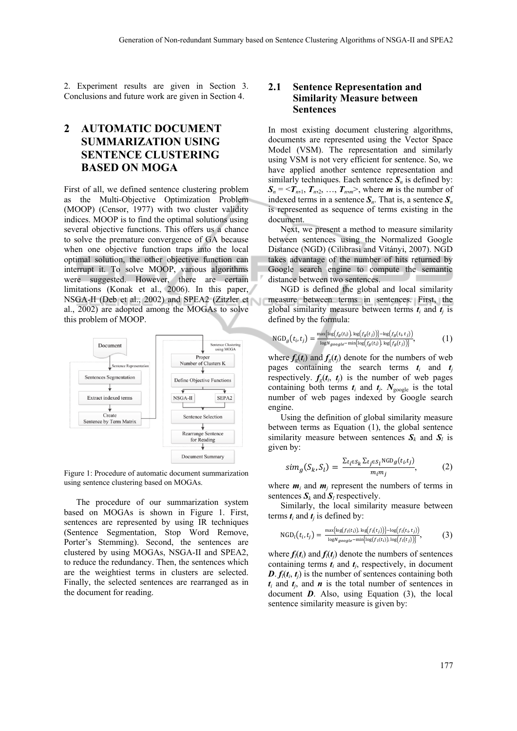2. Experiment results are given in Section 3. Conclusions and future work are given in Section 4.

# 2 AUTOMATIC DOCUMENT SUMMARIZATION USING SENTENCE CLUSTERING BASED ON MOGA

First of all, we defined sentence clustering problem as the Multi-Objective Optimization Problem (MOOP) (Censor, 1977) with two cluster validity indices. MOOP is to find the optimal solutions using several objective functions. This offers us a chance to solve the premature convergence of GA because when one objective function traps into the local optimal solution, the other objective function can interrupt it. To solve MOOP, various algorithms were suggested. However, there are certain limitations (Konak et al., 2006). In this paper, NSGA-II (Deb et al., 2002) and SPEA2 (Zitzler et al., 2002) are adopted among the MOGAs to solve this problem of MOOP.

Figure 1: Procedure of automatic document summarization using sentence clustering based on MOGAs.

The procedure of our summarization system based on MOGAs is shown in Figure 1. First, sentences are represented by using IR techniques (Sentence Segmentation, Stop Word Remove, Porter's Stemming). Second, the sentences are clustered by using MOGAs, NSGA-II and SPEA2, to reduce the redundancy. Then, the sentences which are the weightiest terms in clusters are selected. Finally, the selected sentences are rearranged as in the document for reading.

## 2.1 Sentence Representation and Similarity Measure between Sentences

In most existing document clustering algorithms, documents are represented using the Vector Space Model (VSM). The representation and similarly using VSM is not very efficient for sentence. So, we have applied another sentence representation and similarly techniques. Each sentence $\boldsymbol{S}_n$ is defined by: $\boldsymbol{S}_n = <\boldsymbol{T}_{n,1}, \boldsymbol{T}_{n,2}, \ldots, \boldsymbol{T}_{n,m}>$, where $\boldsymbol{m}$ is the number of indexed terms in a sentence $\boldsymbol{S}_n$. That is, a sentence $\boldsymbol{S}_n$ is represented as sequence of terms existing in the document.

Next, we present a method to measure similarity between sentences using the Normalized Google Distance (NGD) (Cilibrasi and Vitányi, 2007). NGD takes advantage of the number of hits returned by Google search engine to compute the semantic distance between two sentences.

NGD is defined the global and local similarity measure between terms in sentences. First, the global similarity measure between terms $\boldsymbol{t}_i$ and $\boldsymbol{t}_j$ is defined by the formula:

$$\mathrm{NGD}_g(t_i, t_j) = \frac{\max\{\log(f_g(t_i)), \log(f_g(t_j))\} - \log(f_g(t_i, t_j))}{\log N_{google} - \min\{\log(f_g(t_i)), \log(f_g(t_j))\}}, \tag{1}$$

where $\boldsymbol{f}_g(\boldsymbol{t}_i)$ and $\boldsymbol{f}_g(\boldsymbol{t}_j)$ denote for the numbers of web pages containing the search terms $\boldsymbol{t}_i$ and $\boldsymbol{t}_j$ respectively. $\boldsymbol{f}_g(\boldsymbol{t}_i, \boldsymbol{t}_j)$ is the number of web pages containing both terms $\boldsymbol{t}_i$ and $\boldsymbol{t}_j$. $\boldsymbol{N}_{\text{google}}$ is the total number of web pages indexed by Google search engine.

Using the definition of global similarity measure between terms as Equation (1), the global sentence similarity measure between sentences $\boldsymbol{S}_k$ and $\boldsymbol{S}_l$ is given by:

$$sim_g(S_k, S_l) = \frac{\sum_{t_i \in S_k} \sum_{t_j \in S_l} \mathrm{NGD}_g(t_i, t_j)}{m_i m_j}, \tag{2}$$

where $\boldsymbol{m}_i$ and $\boldsymbol{m}_j$ represent the numbers of terms in sentences $\boldsymbol{S}_k$ and $\boldsymbol{S}_l$ respectively.

Similarly, the local similarity measure between terms $\boldsymbol{t}_i$ and $\boldsymbol{t}_j$ is defined by:

$$\mathrm{NGD}_l(t_i, t_j) = \frac{\max\{\log(f_l(t_i)), \log(f_l(t_j))\} - \log(f_l(t_i, t_j))}{\log N_{google} - \min\{\log(f_l(t_i)), \log(f_l(t_j))\}}, \tag{3}$$

where $\boldsymbol{f}_l(\boldsymbol{t}_i)$ and $\boldsymbol{f}_l(\boldsymbol{t}_j)$ denote the numbers of sentences containing terms $\boldsymbol{t}_i$ and $\boldsymbol{t}_j$, respectively, in document $\boldsymbol{D}$. $\boldsymbol{f}_l(\boldsymbol{t}_i, \boldsymbol{t}_j)$ is the number of sentences containing both $\boldsymbol{t}_i$ and $\boldsymbol{t}_j$, and $\boldsymbol{n}$ is the total number of sentences in document $\boldsymbol{D}$. Also, using Equation (3), the local sentence similarity measure is given by: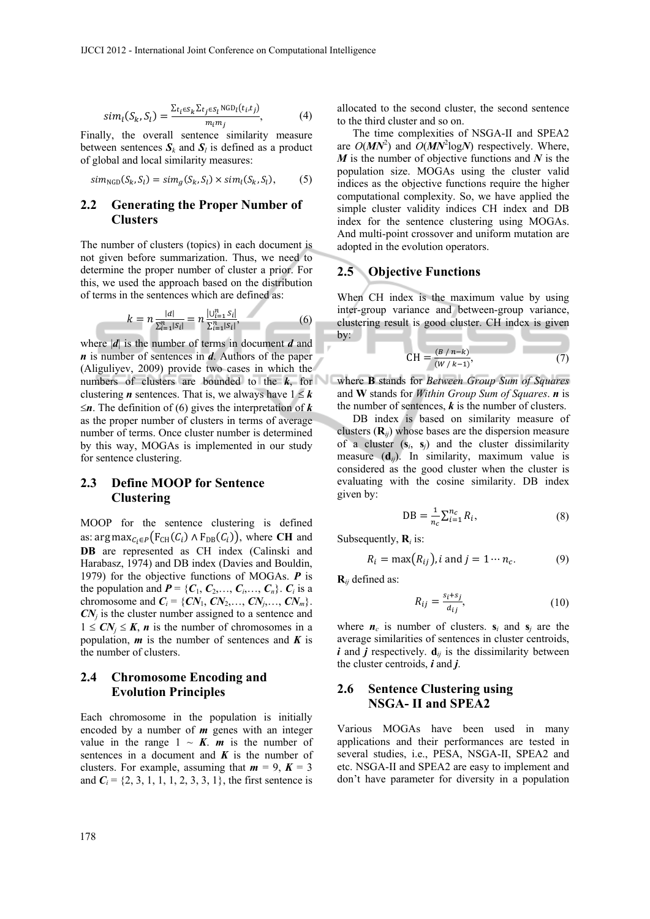$$sim_l(S_k, S_l) = \frac{\sum_{t_i \in S_k} \sum_{t_j \in S_l} \text{NGD}_l(t_i, t_j)}{m_i m_j}, \quad (4)$$

Finally, the overall sentence similarity measure between sentences $\boldsymbol{S}_k$ and $\boldsymbol{S}_l$ is defined as a product of global and local similarity measures:

$$sim_{\text{NGD}}(S_k, S_l) = sim_g(S_k, S_l) \times sim_l(S_k, S_l), \quad (5)$$

## 2.2 Generating the Proper Number of Clusters

The number of clusters (topics) in each document is not given before summarization. Thus, we need to determine the proper number of cluster a prior. For this, we used the approach based on the distribution of terms in the sentences which are defined as:

$$k = n \frac{|d|}{\sum_{i=1}^{n} |S_i|} = n \frac{|\cup_{i=1}^{n} S_i|}{\sum_{i=1}^{n} |S_i|}, \quad (6)$$

where $|\boldsymbol{d}|$ is the number of terms in document $\boldsymbol{d}$ and $\boldsymbol{n}$ is number of sentences in $\boldsymbol{d}$. Authors of the paper (Aliguliyev, 2009) provide two cases in which the numbers of clusters are bounded to the $\boldsymbol{k}$, for clustering $\boldsymbol{n}$ sentences. That is, we always have $1 \leq \boldsymbol{k} \leq \boldsymbol{n}$. The definition of (6) gives the interpretation of $\boldsymbol{k}$ as the proper number of clusters in terms of average number of terms. Once cluster number is determined by this way, MOGAs is implemented in our study for sentence clustering.

## 2.3 Define MOOP for Sentence Clustering

MOOP for the sentence clustering is defined as: $\arg\max_{C_i \in P} \left(\text{F}_{\text{CH}}(C_i) \wedge \text{F}_{\text{DB}}(C_i)\right)$, where **CH** and **DB** are represented as CH index (Calinski and Harabasz, 1974) and DB index (Davies and Bouldin, 1979) for the objective functions of MOGAs. $\boldsymbol{P}$ is the population and $\boldsymbol{P} = \{\boldsymbol{C}_1, \boldsymbol{C}_2, \ldots, \boldsymbol{C}_i, \ldots, \boldsymbol{C}_n\}$. $\boldsymbol{C}_i$ is a chromosome and $\boldsymbol{C}_i = \{\boldsymbol{CN}_1, \boldsymbol{CN}_2, \ldots, \boldsymbol{CN}_j, \ldots, \boldsymbol{CN}_m\}$. $\boldsymbol{CN}_j$ is the cluster number assigned to a sentence and $1 \leq \boldsymbol{CN}_j \leq \boldsymbol{K}$, $\boldsymbol{n}$ is the number of chromosomes in a population, $\boldsymbol{m}$ is the number of sentences and $\boldsymbol{K}$ is the number of clusters.

## 2.4 Chromosome Encoding and Evolution Principles

Each chromosome in the population is initially encoded by a number of $\boldsymbol{m}$ genes with an integer value in the range $1 \sim \boldsymbol{K}$. $\boldsymbol{m}$ is the number of sentences in a document and $\boldsymbol{K}$ is the number of clusters. For example, assuming that $\boldsymbol{m} = 9$, $\boldsymbol{K} = 3$ and $\boldsymbol{C}_i = \{2, 3, 1, 1, 1, 2, 3, 3, 1\}$, the first sentence is allocated to the second cluster, the second sentence to the third cluster and so on.

The time complexities of NSGA-II and SPEA2 are $O(\boldsymbol{MN}^2)$ and $O(\boldsymbol{MN}^2\log\boldsymbol{N})$ respectively. Where, $\boldsymbol{M}$ is the number of objective functions and $\boldsymbol{N}$ is the population size. MOGAs using the cluster valid indices as the objective functions require the higher computational complexity. So, we have applied the simple cluster validity indices CH index and DB index for the sentence clustering using MOGAs. And multi-point crossover and uniform mutation are adopted in the evolution operators.

## 2.5 Objective Functions

When CH index is the maximum value by using inter-group variance and between-group variance, clustering result is good cluster. CH index is given by:

$$\text{CH} = \frac{(B \,/\, n-k)}{(W \,/\, k-1)}, \quad (7)$$

where **B** stands for *Between Group Sum of Squares* and **W** stands for *Within Group Sum of Squares*. $\boldsymbol{n}$ is the number of sentences, $\boldsymbol{k}$ is the number of clusters.

DB index is based on similarity measure of clusters ($\mathbf{R}_{ij}$) whose bases are the dispersion measure of a cluster ($\mathbf{s}_i$, $\mathbf{s}_j$) and the cluster dissimilarity measure ($\mathbf{d}_{ij}$). In similarity, maximum value is considered as the good cluster when the cluster is evaluating with the cosine similarity. DB index given by:

$$\text{DB} = \frac{1}{n_c} \sum_{i=1}^{n_c} R_i, \quad (8)$$

Subsequently, $\mathbf{R}_i$ is:

$$R_i = \max(R_{ij}), i \text{ and } j = 1 \cdots n_c. \quad (9)$$

$\mathbf{R}_{ij}$ defined as:

$$R_{ij} = \frac{s_i + s_j}{d_{ij}}, \quad (10)$$

where $\boldsymbol{n}_c$ is number of clusters. $\mathbf{s}_i$ and $\mathbf{s}_j$ are the average similarities of sentences in cluster centroids, $\boldsymbol{i}$ and $\boldsymbol{j}$ respectively. $\mathbf{d}_{ij}$ is the dissimilarity between the cluster centroids, $\boldsymbol{i}$ and $\boldsymbol{j}$.

## 2.6 Sentence Clustering using NSGA- II and SPEA2

Various MOGAs have been used in many applications and their performances are tested in several studies, i.e., PESA, NSGA-II, SPEA2 and etc. NSGA-II and SPEA2 are easy to implement and don't have parameter for diversity in a population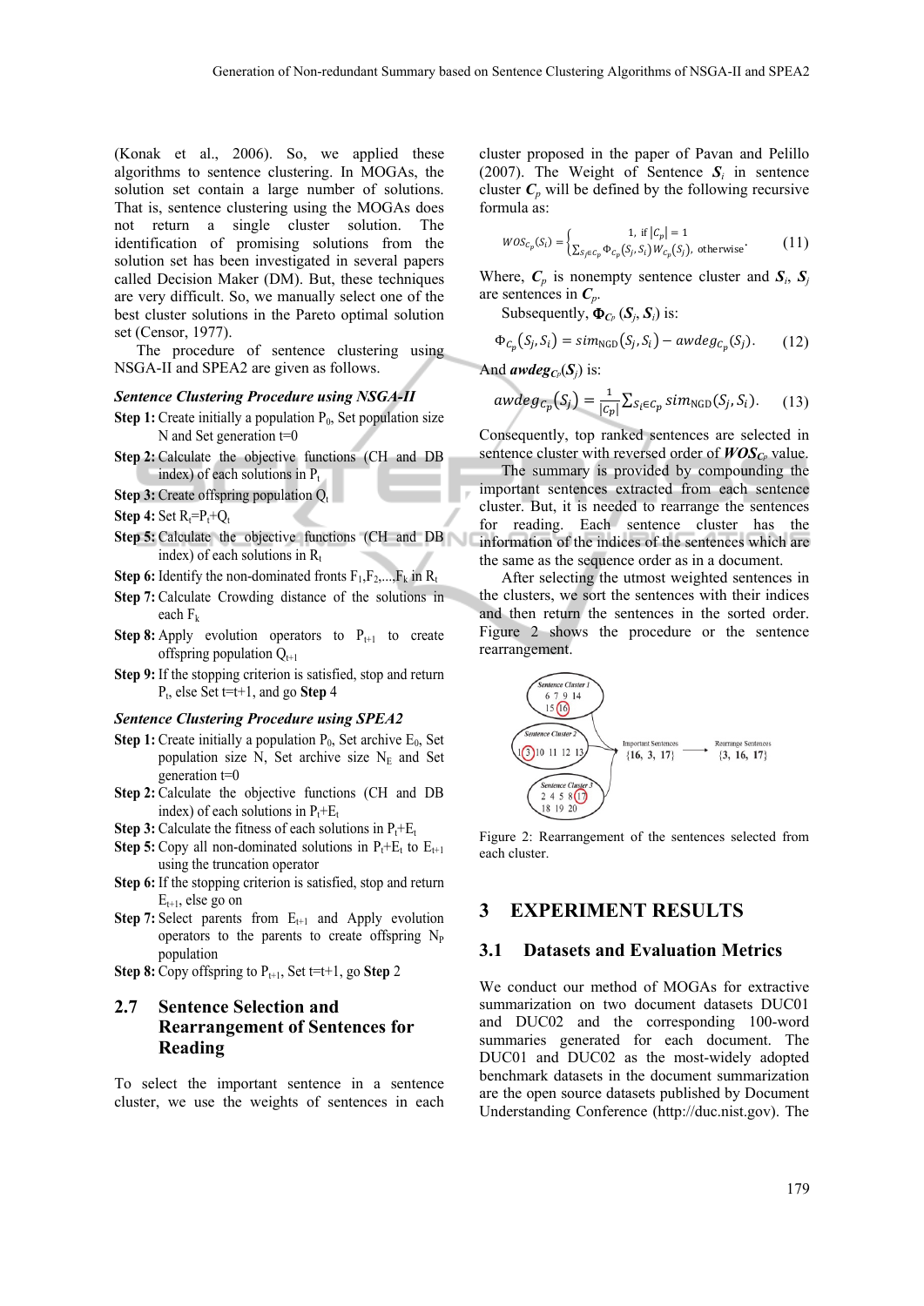(Konak et al., 2006). So, we applied these algorithms to sentence clustering. In MOGAs, the solution set contain a large number of solutions. That is, sentence clustering using the MOGAs does not return a single cluster solution. The identification of promising solutions from the solution set has been investigated in several papers called Decision Maker (DM). But, these techniques are very difficult. So, we manually select one of the best cluster solutions in the Pareto optimal solution set (Censor, 1977).

The procedure of sentence clustering using NSGA-II and SPEA2 are given as follows.

***Sentence Clustering Procedure using NSGA-II***

**Step 1:** Create initially a population $P_0$, Set population size N and Set generation t=0

**Step 2:** Calculate the objective functions (CH and DB index) of each solutions in $P_t$

**Step 3:** Create offspring population $Q_t$

**Step 4:** Set $R_t$=$P_t$+$Q_t$

**Step 5:** Calculate the objective functions (CH and DB index) of each solutions in $R_t$

**Step 6:** Identify the non-dominated fronts $F_1$,$F_2$,...,$F_k$ in $R_t$

**Step 7:** Calculate Crowding distance of the solutions in each $F_k$

**Step 8:** Apply evolution operators to $P_{t+1}$ to create offspring population $Q_{t+1}$

**Step 9:** If the stopping criterion is satisfied, stop and return $P_t$, else Set t=t+1, and go **Step** 4

***Sentence Clustering Procedure using SPEA2***

**Step 1:** Create initially a population $P_0$, Set archive $E_0$, Set population size N, Set archive size $N_E$ and Set generation t=0

**Step 2:** Calculate the objective functions (CH and DB index) of each solutions in $P_t$+$E_t$

**Step 3:** Calculate the fitness of each solutions in $P_t$+$E_t$

**Step 5:** Copy all non-dominated solutions in $P_t$+$E_t$ to $E_{t+1}$ using the truncation operator

**Step 6:** If the stopping criterion is satisfied, stop and return $E_{t+1}$, else go on

**Step 7:** Select parents from $E_{t+1}$ and Apply evolution operators to the parents to create offspring $N_P$ population

**Step 8:** Copy offspring to $P_{t+1}$, Set t=t+1, go **Step** 2

## 2.7 Sentence Selection and Rearrangement of Sentences for Reading

To select the important sentence in a sentence cluster, we use the weights of sentences in each cluster proposed in the paper of Pavan and Pelillo (2007). The Weight of Sentence $\boldsymbol{S_i}$ in sentence cluster $\boldsymbol{C_p}$ will be defined by the following recursive formula as:

$$WOS_{C_p}(S_i) = \begin{cases} 1, \text{ if } |C_p| = 1 \\ \sum_{S_j \in C_p} \Phi_{C_p}(S_j, S_i) W_{C_p}(S_j), \text{ otherwise} \end{cases}. \quad (11)$$

Where, $\boldsymbol{C_p}$ is nonempty sentence cluster and $\boldsymbol{S_i}$, $\boldsymbol{S_j}$ are sentences in $\boldsymbol{C_p}$.

Subsequently, $\boldsymbol{\Phi_{C_p}}$ ($\boldsymbol{S_j}$, $\boldsymbol{S_i}$) is:

$$\Phi_{C_p}(S_j, S_i) = sim_{\text{NGD}}(S_j, S_i) - awdeg_{C_p}(S_j). \quad (12)$$

And $\boldsymbol{awdeg_{C_p}(S_j)}$ is:

$$awdeg_{C_p}(S_j) = \frac{1}{|C_p|} \sum_{S_i \in C_p} sim_{\text{NGD}}(S_j, S_i). \quad (13)$$

Consequently, top ranked sentences are selected in sentence cluster with reversed order of $\boldsymbol{WOS_{C_p}}$ value.

The summary is provided by compounding the important sentences extracted from each sentence cluster. But, it is needed to rearrange the sentences for reading. Each sentence cluster has the information of the indices of the sentences which are the same as the sequence order as in a document.

After selecting the utmost weighted sentences in the clusters, we sort the sentences with their indices and then return the sentences in the sorted order. Figure 2 shows the procedure or the sentence rearrangement.

Figure 2: Rearrangement of the sentences selected from each cluster.

# 3 EXPERIMENT RESULTS

## 3.1 Datasets and Evaluation Metrics

We conduct our method of MOGAs for extractive summarization on two document datasets DUC01 and DUC02 and the corresponding 100-word summaries generated for each document. The DUC01 and DUC02 as the most-widely adopted benchmark datasets in the document summarization are the open source datasets published by Document Understanding Conference (http://duc.nist.gov). The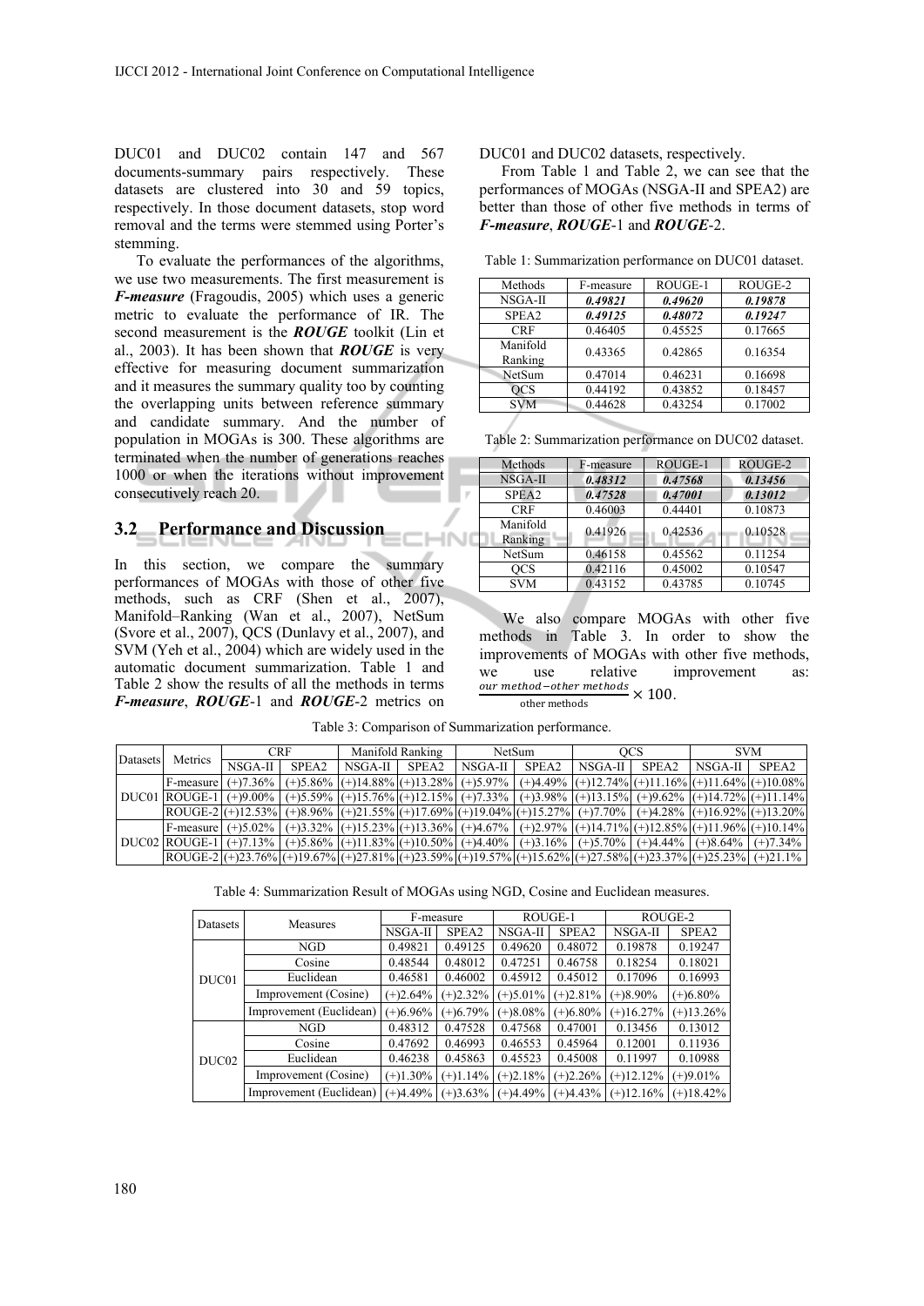DUC01 and DUC02 contain 147 and 567 documents-summary pairs respectively. These datasets are clustered into 30 and 59 topics, respectively. In those document datasets, stop word removal and the terms were stemmed using Porter's stemming.

To evaluate the performances of the algorithms, we use two measurements. The first measurement is ***F-measure*** (Fragoudis, 2005) which uses a generic metric to evaluate the performance of IR. The second measurement is the ***ROUGE*** toolkit (Lin et al., 2003). It has been shown that ***ROUGE*** is very effective for measuring document summarization and it measures the summary quality too by counting the overlapping units between reference summary and candidate summary. And the number of population in MOGAs is 300. These algorithms are terminated when the number of generations reaches 1000 or when the iterations without improvement consecutively reach 20.

### 3.2 Performance and Discussion

In this section, we compare the summary performances of MOGAs with those of other five methods, such as CRF (Shen et al., 2007), Manifold–Ranking (Wan et al., 2007), NetSum (Svore et al., 2007), QCS (Dunlavy et al., 2007), and SVM (Yeh et al., 2004) which are widely used in the automatic document summarization. Table 1 and Table 2 show the results of all the methods in terms ***F-measure***, ***ROUGE***-1 and ***ROUGE***-2 metrics on DUC01 and DUC02 datasets, respectively.

From Table 1 and Table 2, we can see that the performances of MOGAs (NSGA-II and SPEA2) are better than those of other five methods in terms of ***F-measure***, ***ROUGE***-1 and ***ROUGE***-2.

Table 1: Summarization performance on DUC01 dataset.

| Methods | F-measure | ROUGE-1 | ROUGE-2 |
|---|---|---|---|
| NSGA-II | ***0.49821*** | ***0.49620*** | ***0.19878*** |
| SPEA2 | ***0.49125*** | ***0.48072*** | ***0.19247*** |
| CRF | 0.46405 | 0.45525 | 0.17665 |
| Manifold Ranking | 0.43365 | 0.42865 | 0.16354 |
| NetSum | 0.47014 | 0.46231 | 0.16698 |
| QCS | 0.44192 | 0.43852 | 0.18457 |
| SVM | 0.44628 | 0.43254 | 0.17002 |

Table 2: Summarization performance on DUC02 dataset.

| Methods | F-measure | ROUGE-1 | ROUGE-2 |
|---|---|---|---|
| NSGA-II | ***0.48312*** | ***0.47568*** | ***0.13456*** |
| SPEA2 | ***0.47528*** | ***0.47001*** | ***0.13012*** |
| CRF | 0.46003 | 0.44401 | 0.10873 |
| Manifold Ranking | 0.41926 | 0.42536 | 0.10528 |
| NetSum | 0.46158 | 0.45562 | 0.11254 |
| QCS | 0.42116 | 0.45002 | 0.10547 |
| SVM | 0.43152 | 0.43785 | 0.10745 |

We also compare MOGAs with other five methods in Table 3. In order to show the improvements of MOGAs with other five methods, we use relative improvement as: $\frac{our\ method - other\ methods}{\text{other methods}} \times 100$.

Table 3: Comparison of Summarization performance.

| Datasets | Metrics | CRF | | Manifold Ranking | | NetSum | | QCS | | SVM | |
|---|---|---|---|---|---|---|---|---|---|---|---|
| | | NSGA-II | SPEA2 | NSGA-II | SPEA2 | NSGA-II | SPEA2 | NSGA-II | SPEA2 | NSGA-II | SPEA2 |
| DUC01 | F-measure | (+)7.36% | (+)5.86% | (+)14.88% | (+)13.28% | (+)5.97% | (+)4.49% | (+)12.74% | (+)11.16% | (+)11.64% | (+)10.08% |
| | ROUGE-1 | (+)9.00% | (+)5.59% | (+)15.76% | (+)12.15% | (+)7.33% | (+)3.98% | (+)13.15% | (+)9.62% | (+)14.72% | (+)11.14% |
| | ROUGE-2 | (+)12.53% | (+)8.96% | (+)21.55% | (+)17.69% | (+)19.04% | (+)15.27% | (+)7.70% | (+)4.28% | (+)16.92% | (+)13.20% |
| DUC02 | F-measure | (+)5.02% | (+)3.32% | (+)15.23% | (+)13.36% | (+)4.67% | (+)2.97% | (+)14.71% | (+)12.85% | (+)11.96% | (+)10.14% |
| | ROUGE-1 | (+)7.13% | (+)5.86% | (+)11.83% | (+)10.50% | (+)4.40% | (+)3.16% | (+)5.70% | (+)4.44% | (+)8.64% | (+)7.34% |
| | ROUGE-2 | (+)23.76% | (+)19.67% | (+)27.81% | (+)23.59% | (+)19.57% | (+)15.62% | (+)27.58% | (+)23.37% | (+)25.23% | (+)21.1% |

Table 4: Summarization Result of MOGAs using NGD, Cosine and Euclidean measures.

| Datasets | Measures | F-measure | | ROUGE-1 | | ROUGE-2 | |
|---|---|---|---|---|---|---|---|
| | | NSGA-II | SPEA2 | NSGA-II | SPEA2 | NSGA-II | SPEA2 |
| DUC01 | NGD | 0.49821 | 0.49125 | 0.49620 | 0.48072 | 0.19878 | 0.19247 |
| | Cosine | 0.48544 | 0.48012 | 0.47251 | 0.46758 | 0.18254 | 0.18021 |
| | Euclidean | 0.46581 | 0.46002 | 0.45912 | 0.45012 | 0.17096 | 0.16993 |
| | Improvement (Cosine) | (+)2.64% | (+)2.32% | (+)5.01% | (+)2.81% | (+)8.90% | (+)6.80% |
| | Improvement (Euclidean) | (+)6.96% | (+)6.79% | (+)8.08% | (+)6.80% | (+)16.27% | (+)13.26% |
| DUC02 | NGD | 0.48312 | 0.47528 | 0.47568 | 0.47001 | 0.13456 | 0.13012 |
| | Cosine | 0.47692 | 0.46993 | 0.46553 | 0.45964 | 0.12001 | 0.11936 |
| | Euclidean | 0.46238 | 0.45863 | 0.45523 | 0.45008 | 0.11997 | 0.10988 |
| | Improvement (Cosine) | (+)1.30% | (+)1.14% | (+)2.18% | (+)2.26% | (+)12.12% | (+)9.01% |
| | Improvement (Euclidean) | (+)4.49% | (+)3.63% | (+)4.49% | (+)4.43% | (+)12.16% | (+)18.42% |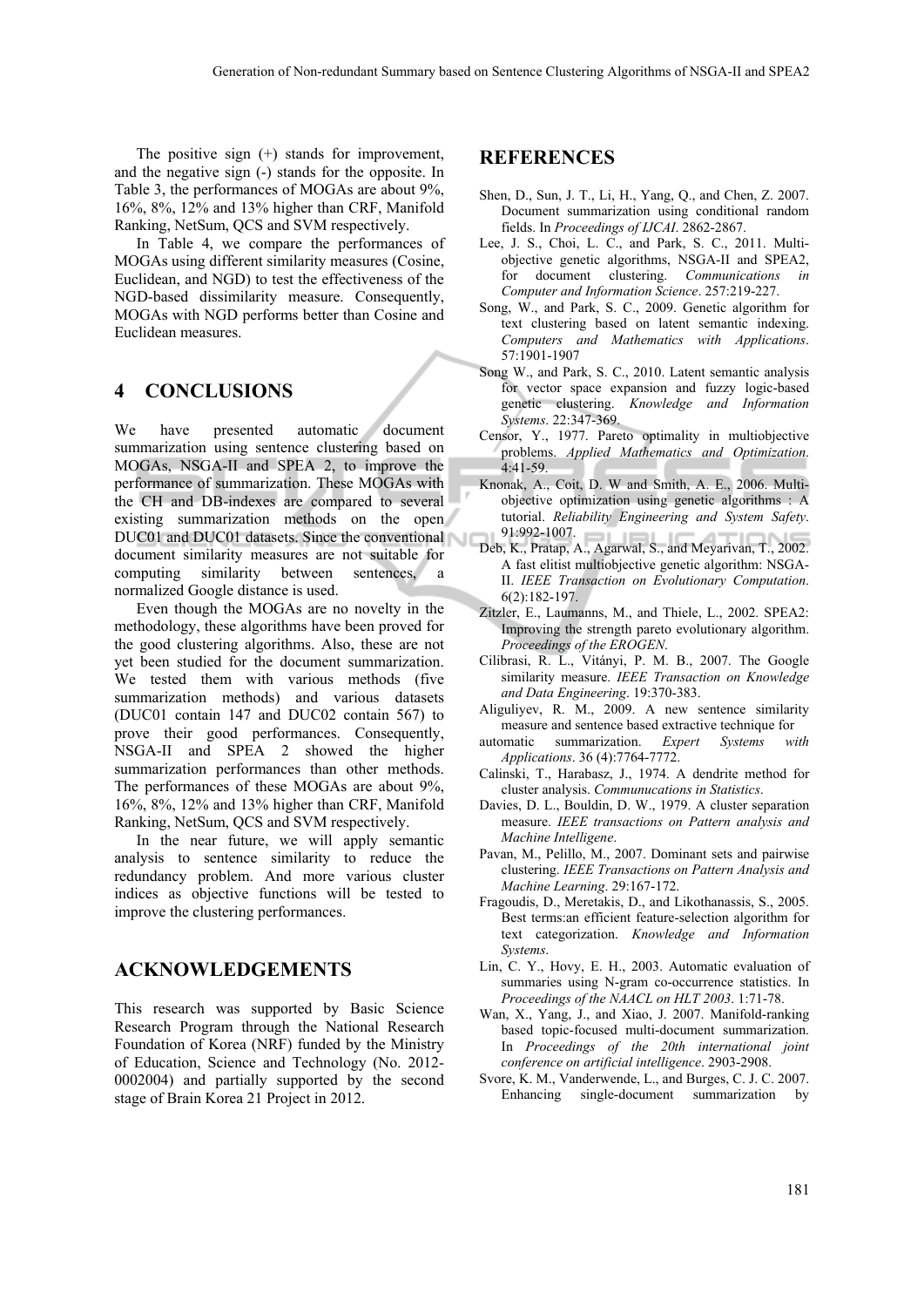The positive sign (+) stands for improvement, and the negative sign (-) stands for the opposite. In Table 3, the performances of MOGAs are about 9%, 16%, 8%, 12% and 13% higher than CRF, Manifold Ranking, NetSum, QCS and SVM respectively.

In Table 4, we compare the performances of MOGAs using different similarity measures (Cosine, Euclidean, and NGD) to test the effectiveness of the NGD-based dissimilarity measure. Consequently, MOGAs with NGD performs better than Cosine and Euclidean measures.

## 4 CONCLUSIONS

We have presented automatic document summarization using sentence clustering based on MOGAs, NSGA-II and SPEA 2, to improve the performance of summarization. These MOGAs with the CH and DB-indexes are compared to several existing summarization methods on the open DUC01 and DUC01 datasets. Since the conventional document similarity measures are not suitable for computing similarity between sentences, a normalized Google distance is used.

Even though the MOGAs are no novelty in the methodology, these algorithms have been proved for the good clustering algorithms. Also, these are not yet been studied for the document summarization. We tested them with various methods (five summarization methods) and various datasets (DUC01 contain 147 and DUC02 contain 567) to prove their good performances. Consequently, NSGA-II and SPEA 2 showed the higher summarization performances than other methods. The performances of these MOGAs are about 9%, 16%, 8%, 12% and 13% higher than CRF, Manifold Ranking, NetSum, QCS and SVM respectively.

In the near future, we will apply semantic analysis to sentence similarity to reduce the redundancy problem. And more various cluster indices as objective functions will be tested to improve the clustering performances.

## ACKNOWLEDGEMENTS

This research was supported by Basic Science Research Program through the National Research Foundation of Korea (NRF) funded by the Ministry of Education, Science and Technology (No. 2012-0002004) and partially supported by the second stage of Brain Korea 21 Project in 2012.

## REFERENCES

Shen, D., Sun, J. T., Li, H., Yang, Q., and Chen, Z. 2007. Document summarization using conditional random fields. In *Proceedings of IJCAI*. 2862-2867.

Lee, J. S., Choi, L. C., and Park, S. C., 2011. Multi-objective genetic algorithms, NSGA-II and SPEA2, for document clustering. *Communications in Computer and Information Science*. 257:219-227.

Song, W., and Park, S. C., 2009. Genetic algorithm for text clustering based on latent semantic indexing. *Computers and Mathematics with Applications*. 57:1901-1907

Song W., and Park, S. C., 2010. Latent semantic analysis for vector space expansion and fuzzy logic-based genetic clustering. *Knowledge and Information Systems*. 22:347-369.

Censor, Y., 1977. Pareto optimality in multiobjective problems. *Applied Mathematics and Optimization*. 4:41-59.

Knonak, A., Coit, D. W and Smith, A. E., 2006. Multi-objective optimization using genetic algorithms : A tutorial. *Reliability Engineering and System Safety*. 91:992-1007.

Deb, K., Pratap, A., Agarwal, S., and Meyarivan, T., 2002. A fast elitist multiobjective genetic algorithm: NSGA-II. *IEEE Transaction on Evolutionary Computation*. 6(2):182-197.

Zitzler, E., Laumanns, M., and Thiele, L., 2002. SPEA2: Improving the strength pareto evolutionary algorithm. *Proceedings of the EROGEN*.

Cilibrasi, R. L., Vitányi, P. M. B., 2007. The Google similarity measure. *IEEE Transaction on Knowledge and Data Engineering*. 19:370-383.

Aliguliyev, R. M., 2009. A new sentence similarity measure and sentence based extractive technique for automatic summarization. *Expert Systems with Applications*. 36 (4):7764-7772.

Calinski, T., Harabasz, J., 1974. A dendrite method for cluster analysis. *Communucations in Statistics*.

Davies, D. L., Bouldin, D. W., 1979. A cluster separation measure. *IEEE transactions on Pattern analysis and Machine Intelligene*.

Pavan, M., Pelillo, M., 2007. Dominant sets and pairwise clustering. *IEEE Transactions on Pattern Analysis and Machine Learning*. 29:167-172.

Fragoudis, D., Meretakis, D., and Likothanassis, S., 2005. Best terms:an efficient feature-selection algorithm for text categorization. *Knowledge and Information Systems*.

Lin, C. Y., Hovy, E. H., 2003. Automatic evaluation of summaries using N-gram co-occurrence statistics. In *Proceedings of the NAACL on HLT 2003*. 1:71-78.

Wan, X., Yang, J., and Xiao, J. 2007. Manifold-ranking based topic-focused multi-document summarization. In *Proceedings of the 20th international joint conference on artificial intelligence*. 2903-2908.

Svore, K. M., Vanderwende, L., and Burges, C. J. C. 2007. Enhancing single-document summarization by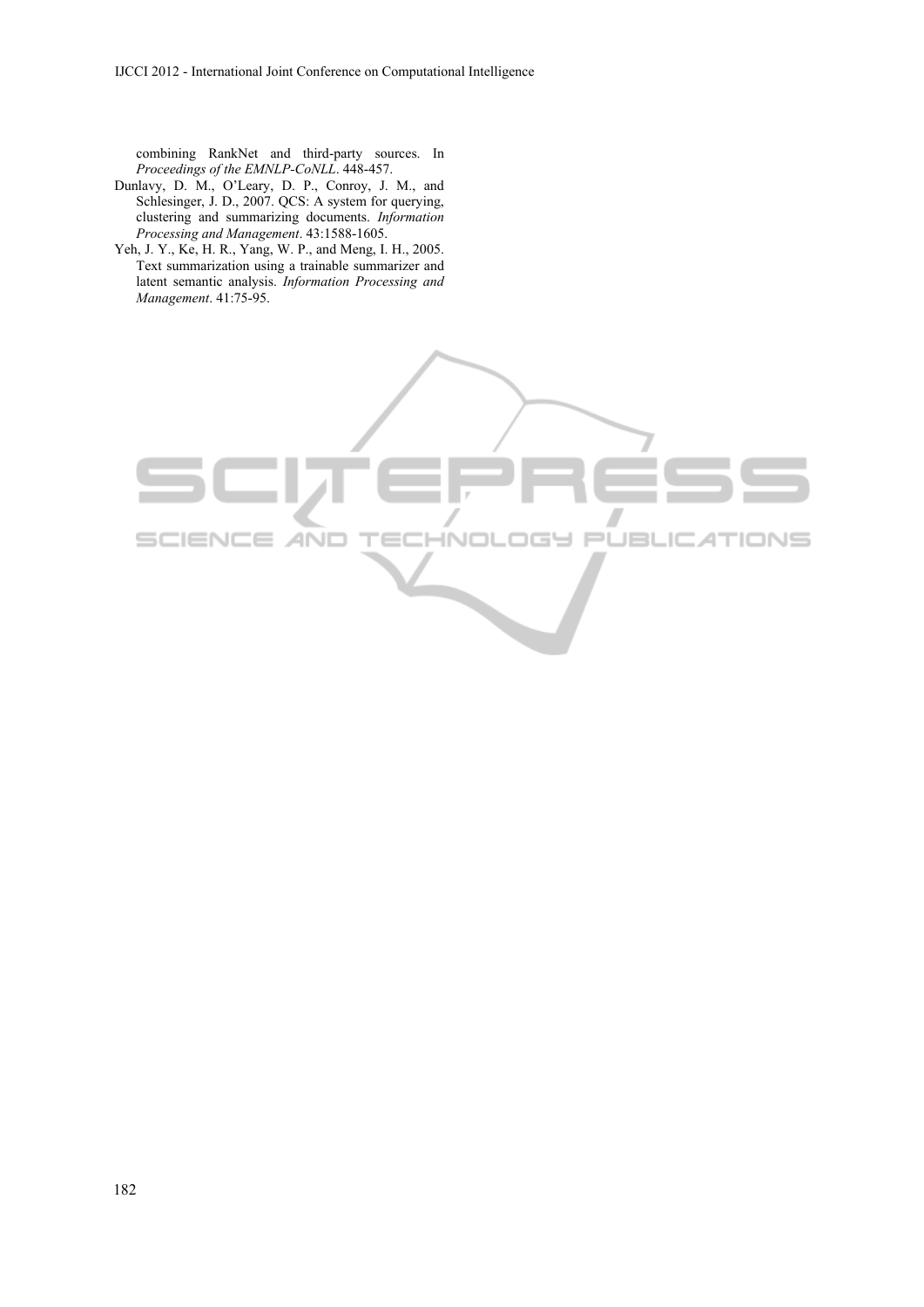combining RankNet and third-party sources. In *Proceedings of the EMNLP-CoNLL*. 448-457.

Dunlavy, D. M., O'Leary, D. P., Conroy, J. M., and Schlesinger, J. D., 2007. QCS: A system for querying, clustering and summarizing documents. *Information Processing and Management*. 43:1588-1605.

Yeh, J. Y., Ke, H. R., Yang, W. P., and Meng, I. H., 2005. Text summarization using a trainable summarizer and latent semantic analysis. *Information Processing and Management*. 41:75-95.